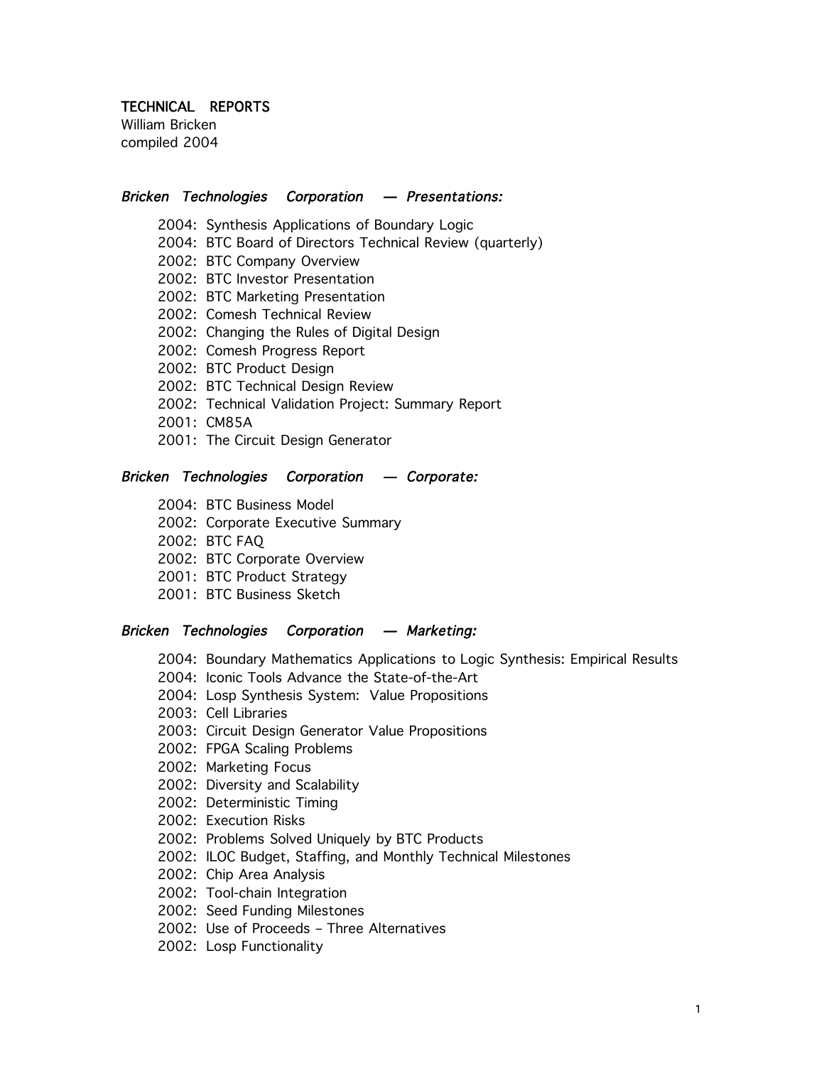# TECHNICAL REPORTS

William Bricken
compiled 2004

### *Bricken Technologies Corporation — Presentations:*

- 2004: Synthesis Applications of Boundary Logic
- 2004: BTC Board of Directors Technical Review (quarterly)
- 2002: BTC Company Overview
- 2002: BTC Investor Presentation
- 2002: BTC Marketing Presentation
- 2002: Comesh Technical Review
- 2002: Changing the Rules of Digital Design
- 2002: Comesh Progress Report
- 2002: BTC Product Design
- 2002: BTC Technical Design Review
- 2002: Technical Validation Project: Summary Report
- 2001: CM85A
- 2001: The Circuit Design Generator

### *Bricken Technologies Corporation — Corporate:*

- 2004: BTC Business Model
- 2002: Corporate Executive Summary
- 2002: BTC FAQ
- 2002: BTC Corporate Overview
- 2001: BTC Product Strategy
- 2001: BTC Business Sketch

### *Bricken Technologies Corporation — Marketing:*

- 2004: Boundary Mathematics Applications to Logic Synthesis: Empirical Results
- 2004: Iconic Tools Advance the State-of-the-Art
- 2004: Losp Synthesis System: Value Propositions
- 2003: Cell Libraries
- 2003: Circuit Design Generator Value Propositions
- 2002: FPGA Scaling Problems
- 2002: Marketing Focus
- 2002: Diversity and Scalability
- 2002: Deterministic Timing
- 2002: Execution Risks
- 2002: Problems Solved Uniquely by BTC Products
- 2002: ILOC Budget, Staffing, and Monthly Technical Milestones
- 2002: Chip Area Analysis
- 2002: Tool-chain Integration
- 2002: Seed Funding Milestones
- 2002: Use of Proceeds – Three Alternatives
- 2002: Losp Functionality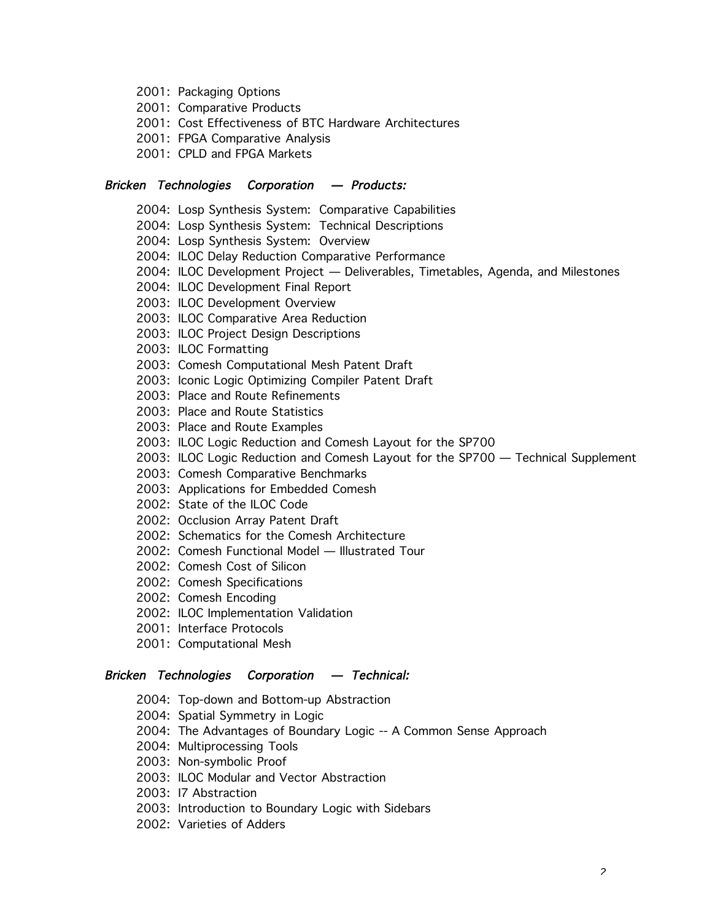- 2001: Packaging Options
- 2001: Comparative Products
- 2001: Cost Effectiveness of BTC Hardware Architectures
- 2001: FPGA Comparative Analysis
- 2001: CPLD and FPGA Markets

### *Bricken Technologies Corporation — Products:*

- 2004: Losp Synthesis System: Comparative Capabilities
- 2004: Losp Synthesis System: Technical Descriptions
- 2004: Losp Synthesis System: Overview
- 2004: ILOC Delay Reduction Comparative Performance
- 2004: ILOC Development Project — Deliverables, Timetables, Agenda, and Milestones
- 2004: ILOC Development Final Report
- 2003: ILOC Development Overview
- 2003: ILOC Comparative Area Reduction
- 2003: ILOC Project Design Descriptions
- 2003: ILOC Formatting
- 2003: Comesh Computational Mesh Patent Draft
- 2003: Iconic Logic Optimizing Compiler Patent Draft
- 2003: Place and Route Refinements
- 2003: Place and Route Statistics
- 2003: Place and Route Examples
- 2003: ILOC Logic Reduction and Comesh Layout for the SP700
- 2003: ILOC Logic Reduction and Comesh Layout for the SP700 — Technical Supplement
- 2003: Comesh Comparative Benchmarks
- 2003: Applications for Embedded Comesh
- 2002: State of the ILOC Code
- 2002: Occlusion Array Patent Draft
- 2002: Schematics for the Comesh Architecture
- 2002: Comesh Functional Model — Illustrated Tour
- 2002: Comesh Cost of Silicon
- 2002: Comesh Specifications
- 2002: Comesh Encoding
- 2002: ILOC Implementation Validation
- 2001: Interface Protocols
- 2001: Computational Mesh

### *Bricken Technologies Corporation — Technical:*

- 2004: Top-down and Bottom-up Abstraction
- 2004: Spatial Symmetry in Logic
- 2004: The Advantages of Boundary Logic -- A Common Sense Approach
- 2004: Multiprocessing Tools
- 2003: Non-symbolic Proof
- 2003: ILOC Modular and Vector Abstraction
- 2003: I7 Abstraction
- 2003: Introduction to Boundary Logic with Sidebars
- 2002: Varieties of Adders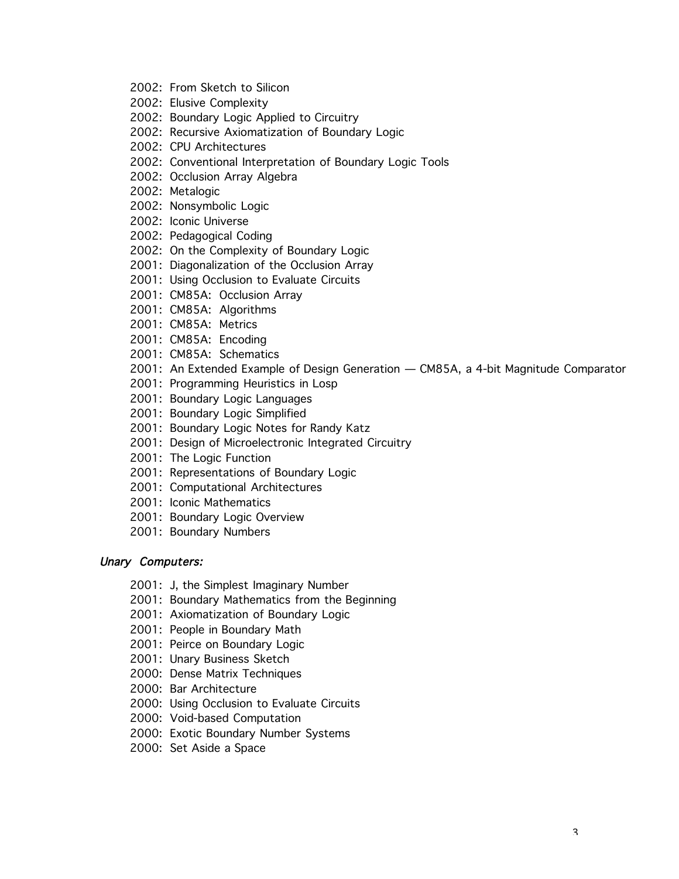- 2002: From Sketch to Silicon
- 2002: Elusive Complexity
- 2002: Boundary Logic Applied to Circuitry
- 2002: Recursive Axiomatization of Boundary Logic
- 2002: CPU Architectures
- 2002: Conventional Interpretation of Boundary Logic Tools
- 2002: Occlusion Array Algebra
- 2002: Metalogic
- 2002: Nonsymbolic Logic
- 2002: Iconic Universe
- 2002: Pedagogical Coding
- 2002: On the Complexity of Boundary Logic
- 2001: Diagonalization of the Occlusion Array
- 2001: Using Occlusion to Evaluate Circuits
- 2001: CM85A: Occlusion Array
- 2001: CM85A: Algorithms
- 2001: CM85A: Metrics
- 2001: CM85A: Encoding
- 2001: CM85A: Schematics
- 2001: An Extended Example of Design Generation — CM85A, a 4-bit Magnitude Comparator
- 2001: Programming Heuristics in Losp
- 2001: Boundary Logic Languages
- 2001: Boundary Logic Simplified
- 2001: Boundary Logic Notes for Randy Katz
- 2001: Design of Microelectronic Integrated Circuitry
- 2001: The Logic Function
- 2001: Representations of Boundary Logic
- 2001: Computational Architectures
- 2001: Iconic Mathematics
- 2001: Boundary Logic Overview
- 2001: Boundary Numbers

*Unary Computers:*

- 2001: J, the Simplest Imaginary Number
- 2001: Boundary Mathematics from the Beginning
- 2001: Axiomatization of Boundary Logic
- 2001: People in Boundary Math
- 2001: Peirce on Boundary Logic
- 2001: Unary Business Sketch
- 2000: Dense Matrix Techniques
- 2000: Bar Architecture
- 2000: Using Occlusion to Evaluate Circuits
- 2000: Void-based Computation
- 2000: Exotic Boundary Number Systems
- 2000: Set Aside a Space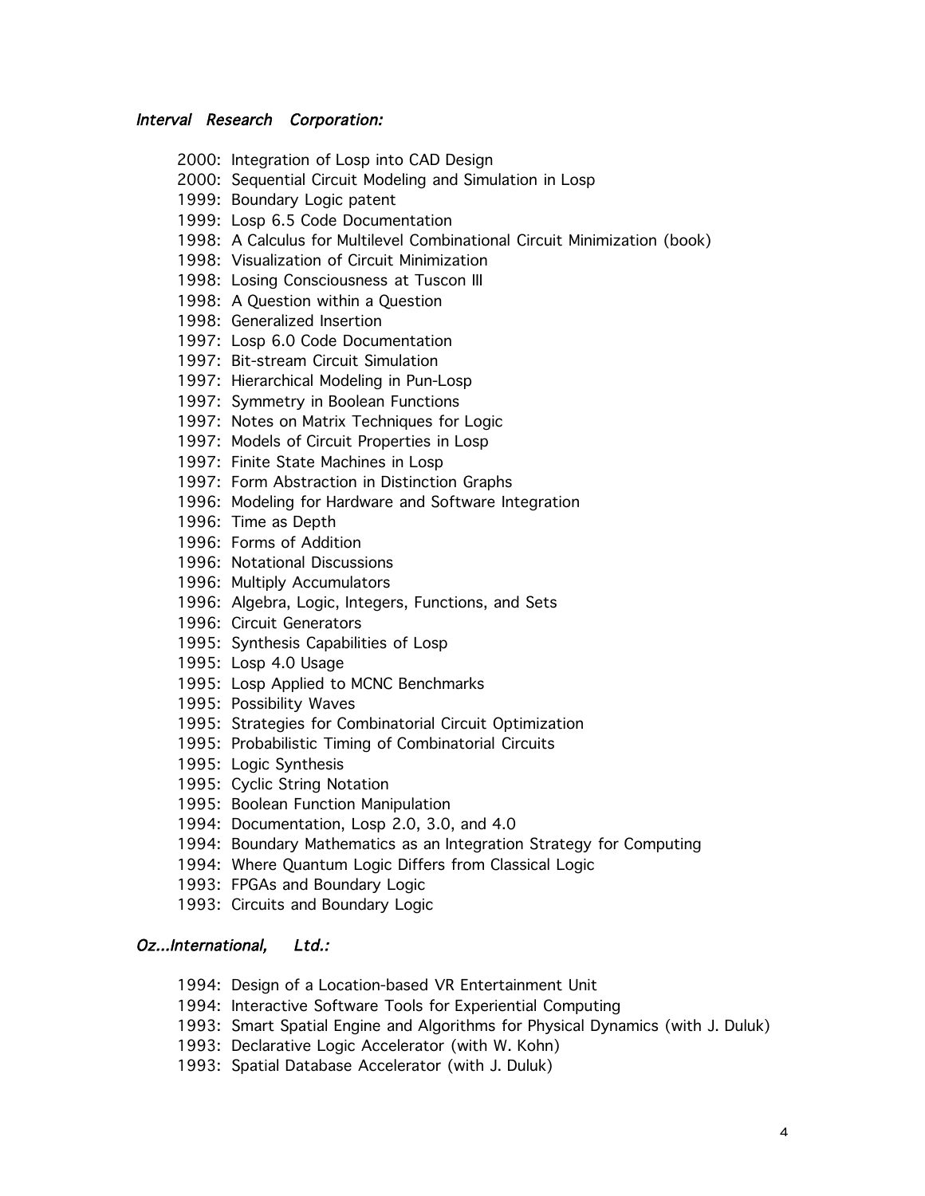*Interval Research Corporation:*

2000: Integration of Losp into CAD Design
2000: Sequential Circuit Modeling and Simulation in Losp
1999: Boundary Logic patent
1999: Losp 6.5 Code Documentation
1998: A Calculus for Multilevel Combinational Circuit Minimization (book)
1998: Visualization of Circuit Minimization
1998: Losing Consciousness at Tuscon III
1998: A Question within a Question
1998: Generalized Insertion
1997: Losp 6.0 Code Documentation
1997: Bit-stream Circuit Simulation
1997: Hierarchical Modeling in Pun-Losp
1997: Symmetry in Boolean Functions
1997: Notes on Matrix Techniques for Logic
1997: Models of Circuit Properties in Losp
1997: Finite State Machines in Losp
1997: Form Abstraction in Distinction Graphs
1996: Modeling for Hardware and Software Integration
1996: Time as Depth
1996: Forms of Addition
1996: Notational Discussions
1996: Multiply Accumulators
1996: Algebra, Logic, Integers, Functions, and Sets
1996: Circuit Generators
1995: Synthesis Capabilities of Losp
1995: Losp 4.0 Usage
1995: Losp Applied to MCNC Benchmarks
1995: Possibility Waves
1995: Strategies for Combinatorial Circuit Optimization
1995: Probabilistic Timing of Combinatorial Circuits
1995: Logic Synthesis
1995: Cyclic String Notation
1995: Boolean Function Manipulation
1994: Documentation, Losp 2.0, 3.0, and 4.0
1994: Boundary Mathematics as an Integration Strategy for Computing
1994: Where Quantum Logic Differs from Classical Logic
1993: FPGAs and Boundary Logic
1993: Circuits and Boundary Logic

*Oz...International, Ltd.:*

1994: Design of a Location-based VR Entertainment Unit
1994: Interactive Software Tools for Experiential Computing
1993: Smart Spatial Engine and Algorithms for Physical Dynamics (with J. Duluk)
1993: Declarative Logic Accelerator (with W. Kohn)
1993: Spatial Database Accelerator (with J. Duluk)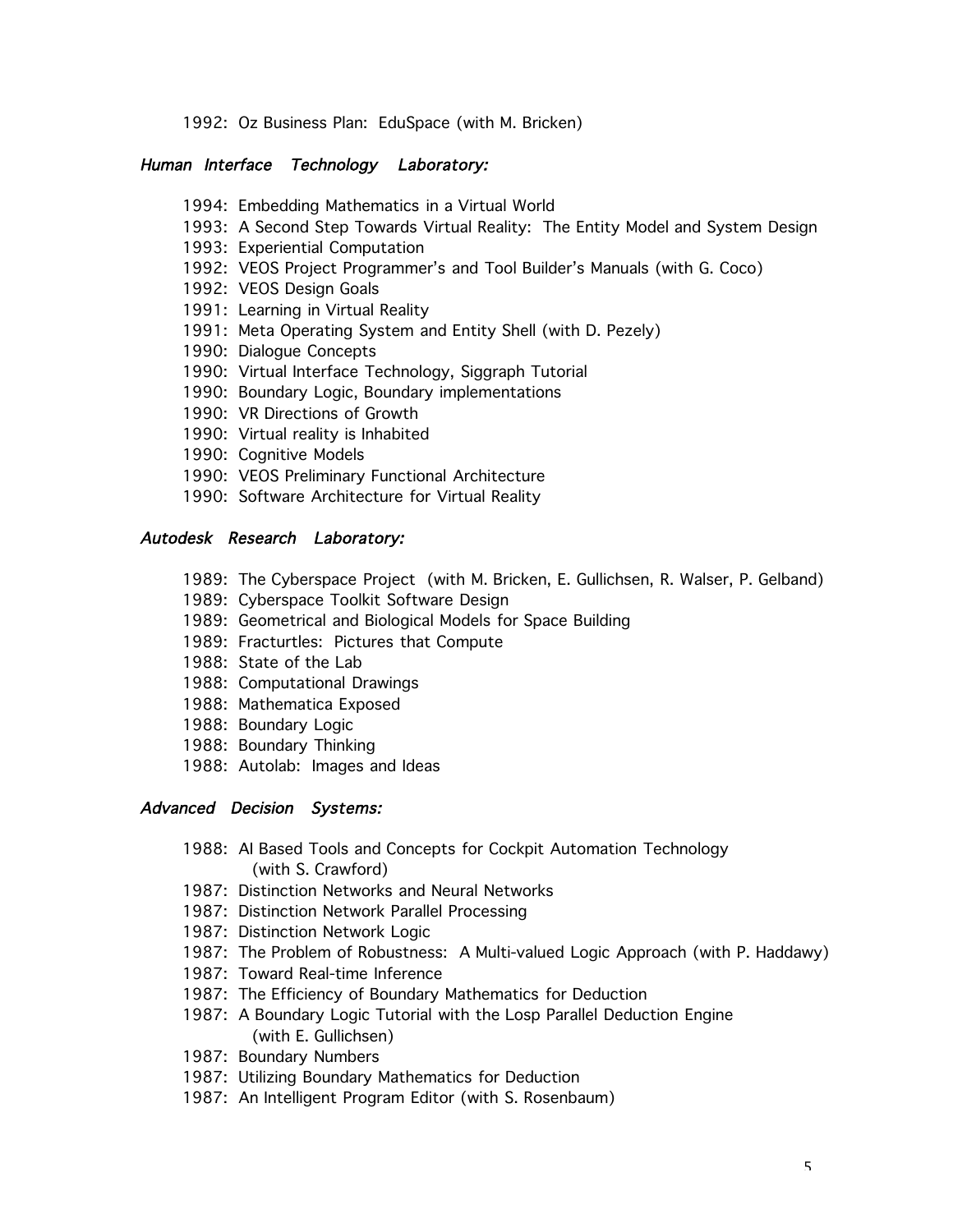1992: Oz Business Plan: EduSpace (with M. Bricken)

*Human Interface Technology Laboratory:*

- 1994: Embedding Mathematics in a Virtual World
- 1993: A Second Step Towards Virtual Reality: The Entity Model and System Design
- 1993: Experiential Computation
- 1992: VEOS Project Programmer's and Tool Builder's Manuals (with G. Coco)
- 1992: VEOS Design Goals
- 1991: Learning in Virtual Reality
- 1991: Meta Operating System and Entity Shell (with D. Pezely)
- 1990: Dialogue Concepts
- 1990: Virtual Interface Technology, Siggraph Tutorial
- 1990: Boundary Logic, Boundary implementations
- 1990: VR Directions of Growth
- 1990: Virtual reality is Inhabited
- 1990: Cognitive Models
- 1990: VEOS Preliminary Functional Architecture
- 1990: Software Architecture for Virtual Reality

*Autodesk Research Laboratory:*

- 1989: The Cyberspace Project (with M. Bricken, E. Gullichsen, R. Walser, P. Gelband)
- 1989: Cyberspace Toolkit Software Design
- 1989: Geometrical and Biological Models for Space Building
- 1989: Fracturtles: Pictures that Compute
- 1988: State of the Lab
- 1988: Computational Drawings
- 1988: Mathematica Exposed
- 1988: Boundary Logic
- 1988: Boundary Thinking
- 1988: Autolab: Images and Ideas

*Advanced Decision Systems:*

- 1988: AI Based Tools and Concepts for Cockpit Automation Technology (with S. Crawford)
- 1987: Distinction Networks and Neural Networks
- 1987: Distinction Network Parallel Processing
- 1987: Distinction Network Logic
- 1987: The Problem of Robustness: A Multi-valued Logic Approach (with P. Haddawy)
- 1987: Toward Real-time Inference
- 1987: The Efficiency of Boundary Mathematics for Deduction
- 1987: A Boundary Logic Tutorial with the Losp Parallel Deduction Engine (with E. Gullichsen)
- 1987: Boundary Numbers
- 1987: Utilizing Boundary Mathematics for Deduction
- 1987: An Intelligent Program Editor (with S. Rosenbaum)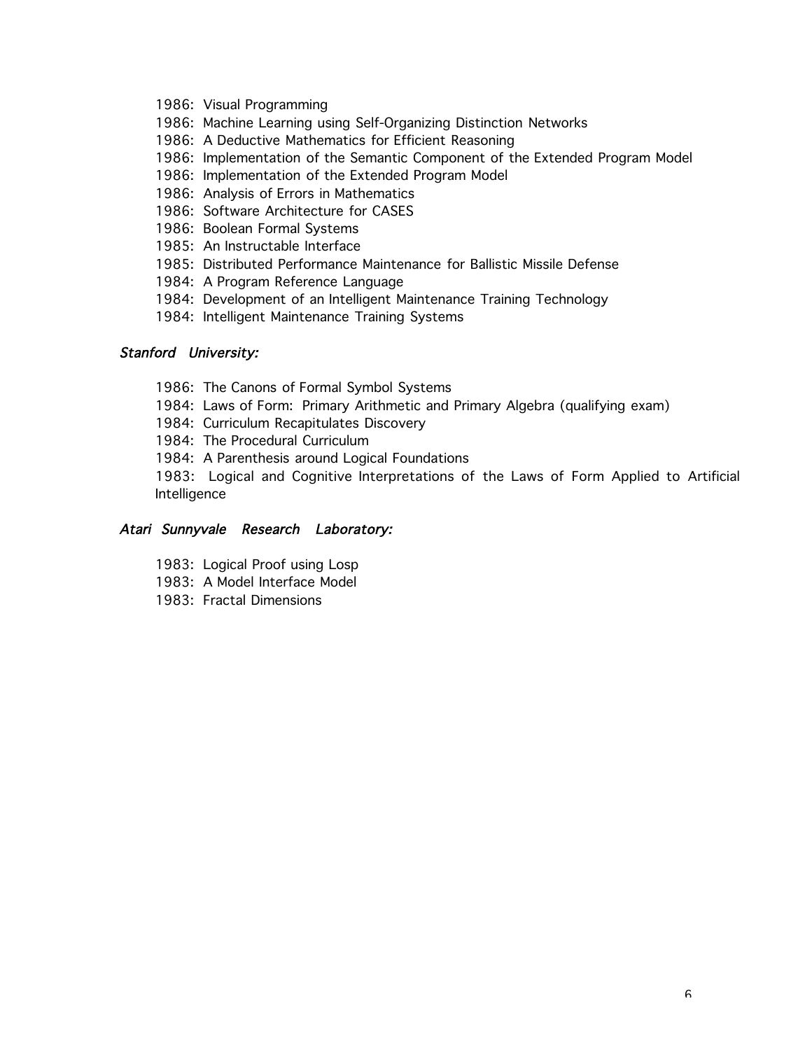- 1986: Visual Programming
- 1986: Machine Learning using Self-Organizing Distinction Networks
- 1986: A Deductive Mathematics for Efficient Reasoning
- 1986: Implementation of the Semantic Component of the Extended Program Model
- 1986: Implementation of the Extended Program Model
- 1986: Analysis of Errors in Mathematics
- 1986: Software Architecture for CASES
- 1986: Boolean Formal Systems
- 1985: An Instructable Interface
- 1985: Distributed Performance Maintenance for Ballistic Missile Defense
- 1984: A Program Reference Language
- 1984: Development of an Intelligent Maintenance Training Technology
- 1984: Intelligent Maintenance Training Systems

*Stanford University:*

- 1986: The Canons of Formal Symbol Systems
- 1984: Laws of Form: Primary Arithmetic and Primary Algebra (qualifying exam)
- 1984: Curriculum Recapitulates Discovery
- 1984: The Procedural Curriculum
- 1984: A Parenthesis around Logical Foundations
- 1983: Logical and Cognitive Interpretations of the Laws of Form Applied to Artificial Intelligence

*Atari Sunnyvale Research Laboratory:*

- 1983: Logical Proof using Losp
- 1983: A Model Interface Model
- 1983: Fractal Dimensions